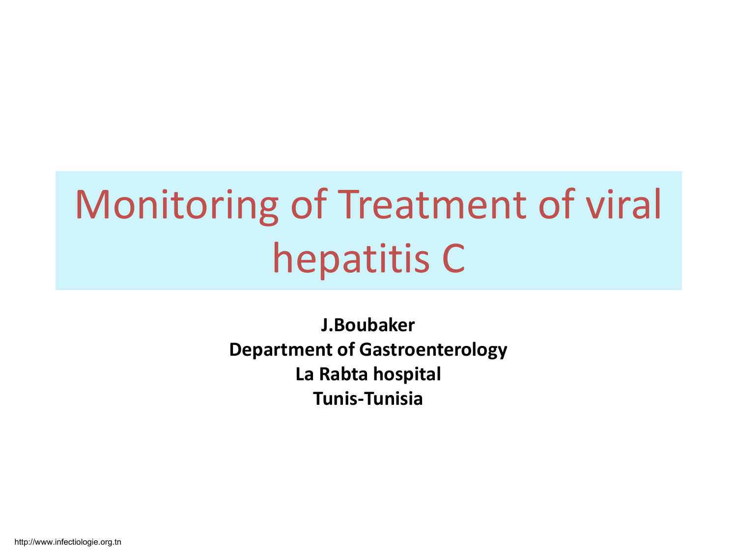# Monitoring of Treatment of viral hepatitis C

**J.Boubaker**
**Department of Gastroenterology**
**La Rabta hospital**
**Tunis-Tunisia**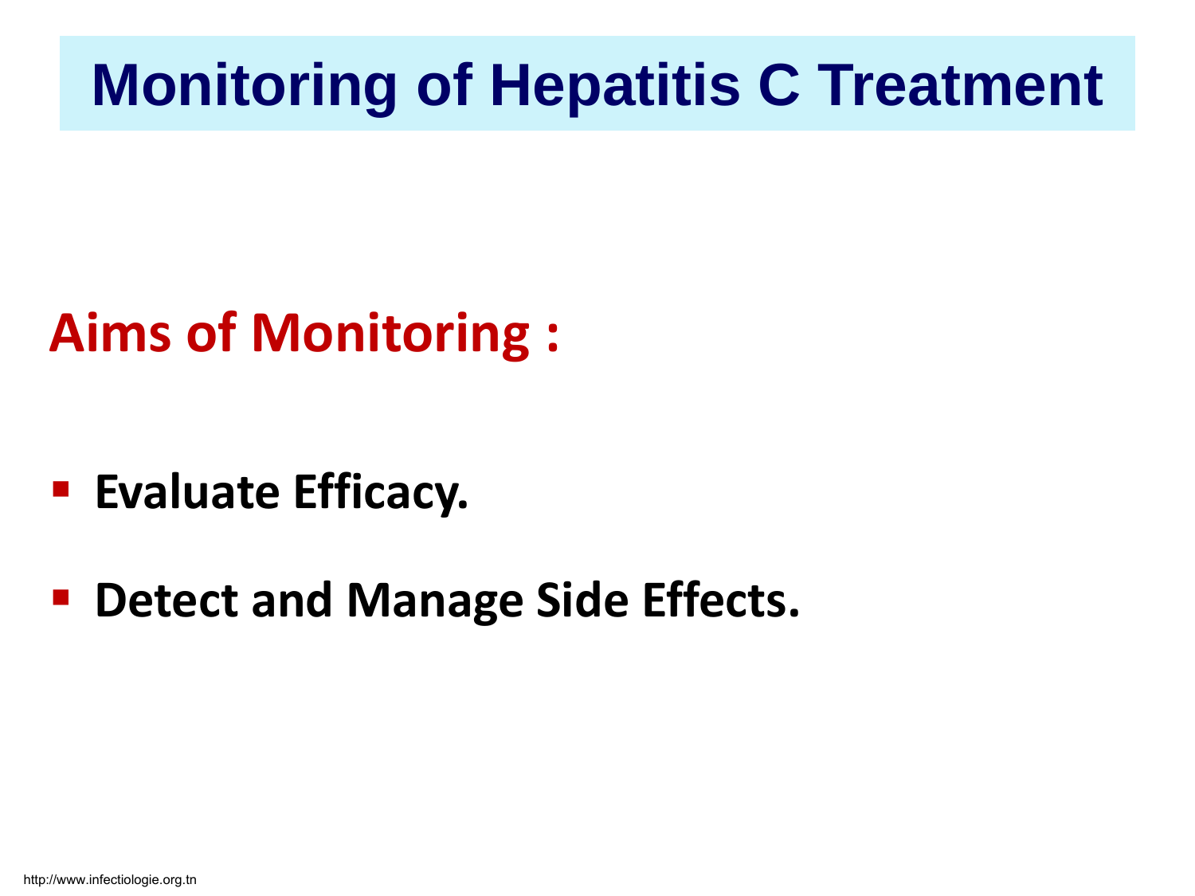# Monitoring of Hepatitis C Treatment

## Aims of Monitoring :

- **Evaluate Efficacy.**
- **Detect and Manage Side Effects.**

http://www.infectiologie.org.tn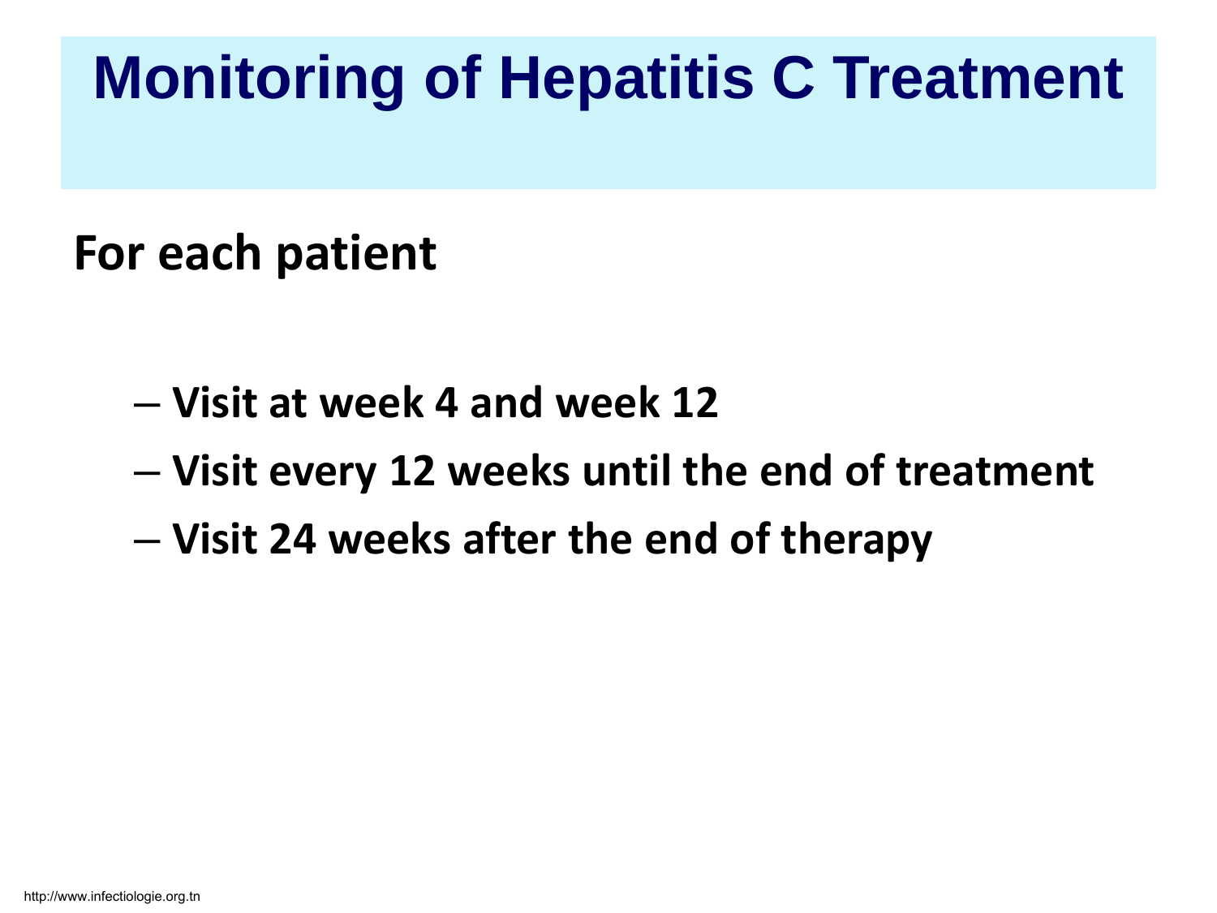# Monitoring of Hepatitis C Treatment

**For each patient**

- **Visit at week 4 and week 12**
- **Visit every 12 weeks until the end of treatment**
- **Visit 24 weeks after the end of therapy**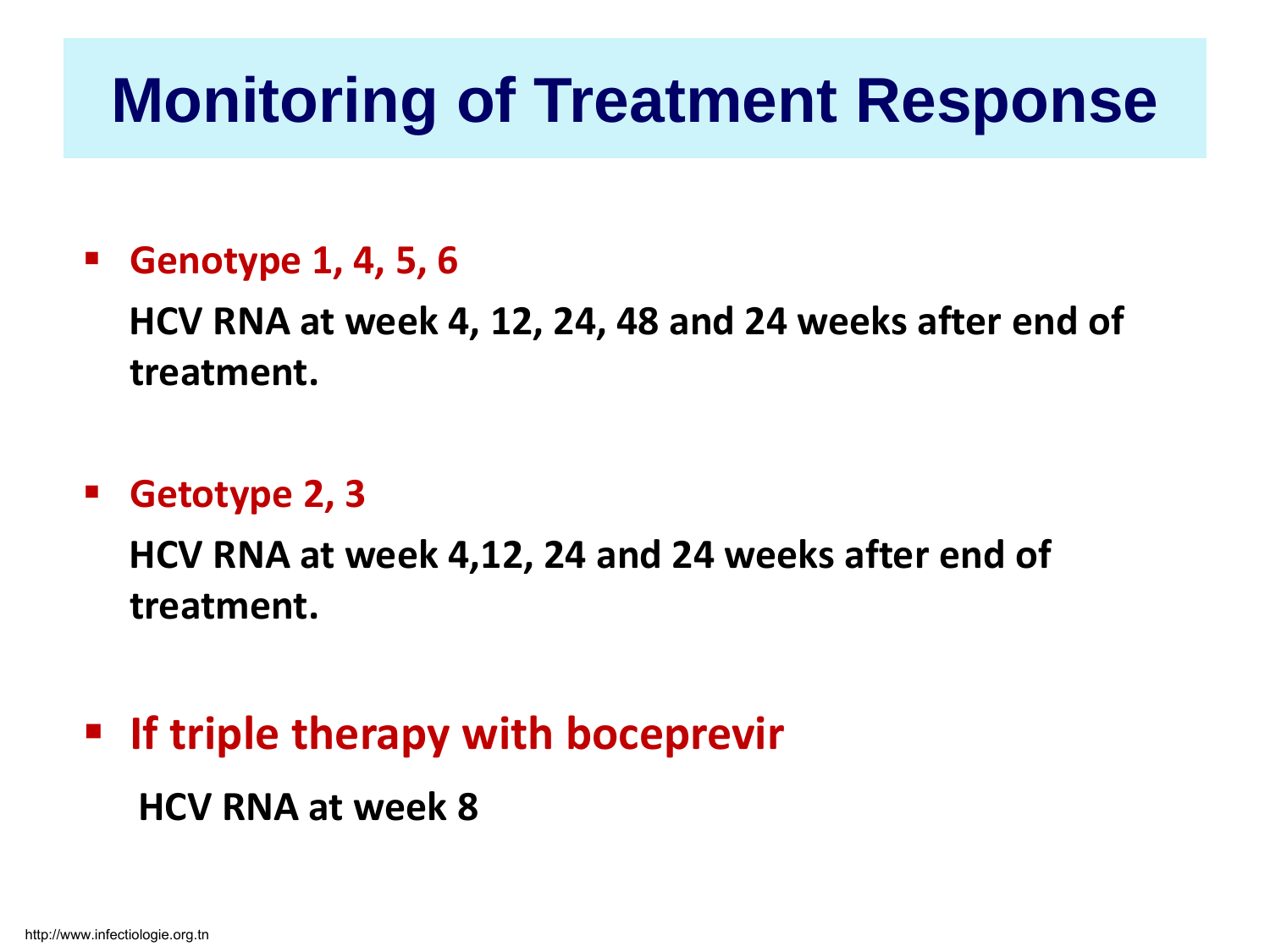# Monitoring of Treatment Response

- **Genotype 1, 4, 5, 6**

  **HCV RNA at week 4, 12, 24, 48 and 24 weeks after end of treatment.**

- **Getotype 2, 3**

  **HCV RNA at week 4,12, 24 and 24 weeks after end of treatment.**

- **If triple therapy with boceprevir**

  **HCV RNA at week 8**

http://www.infectiologie.org.tn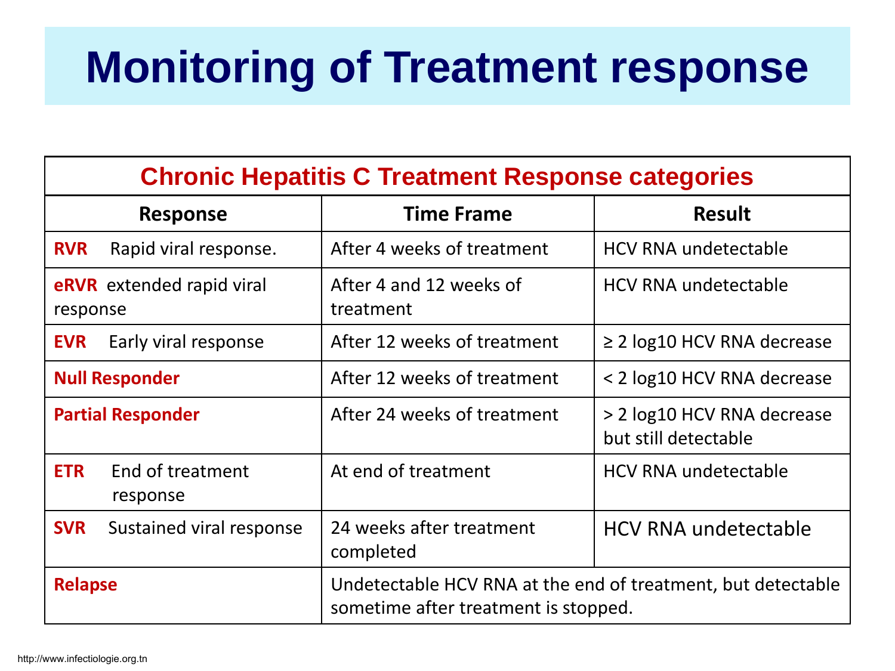# Monitoring of Treatment response

| Chronic Hepatitis C Treatment Response categories | | |
|---|---|---|
| **Response** | **Time Frame** | **Result** |
| **RVR** Rapid viral response. | After 4 weeks of treatment | HCV RNA undetectable |
| **eRVR** extended rapid viral response | After 4 and 12 weeks of treatment | HCV RNA undetectable |
| **EVR** Early viral response | After 12 weeks of treatment | ≥ 2 log10 HCV RNA decrease |
| **Null Responder** | After 12 weeks of treatment | < 2 log10 HCV RNA decrease |
| **Partial Responder** | After 24 weeks of treatment | > 2 log10 HCV RNA decrease but still detectable |
| **ETR** End of treatment response | At end of treatment | HCV RNA undetectable |
| **SVR** Sustained viral response | 24 weeks after treatment completed | HCV RNA undetectable |
| **Relapse** | Undetectable HCV RNA at the end of treatment, but detectable sometime after treatment is stopped. | |

http://www.infectiologie.org.tn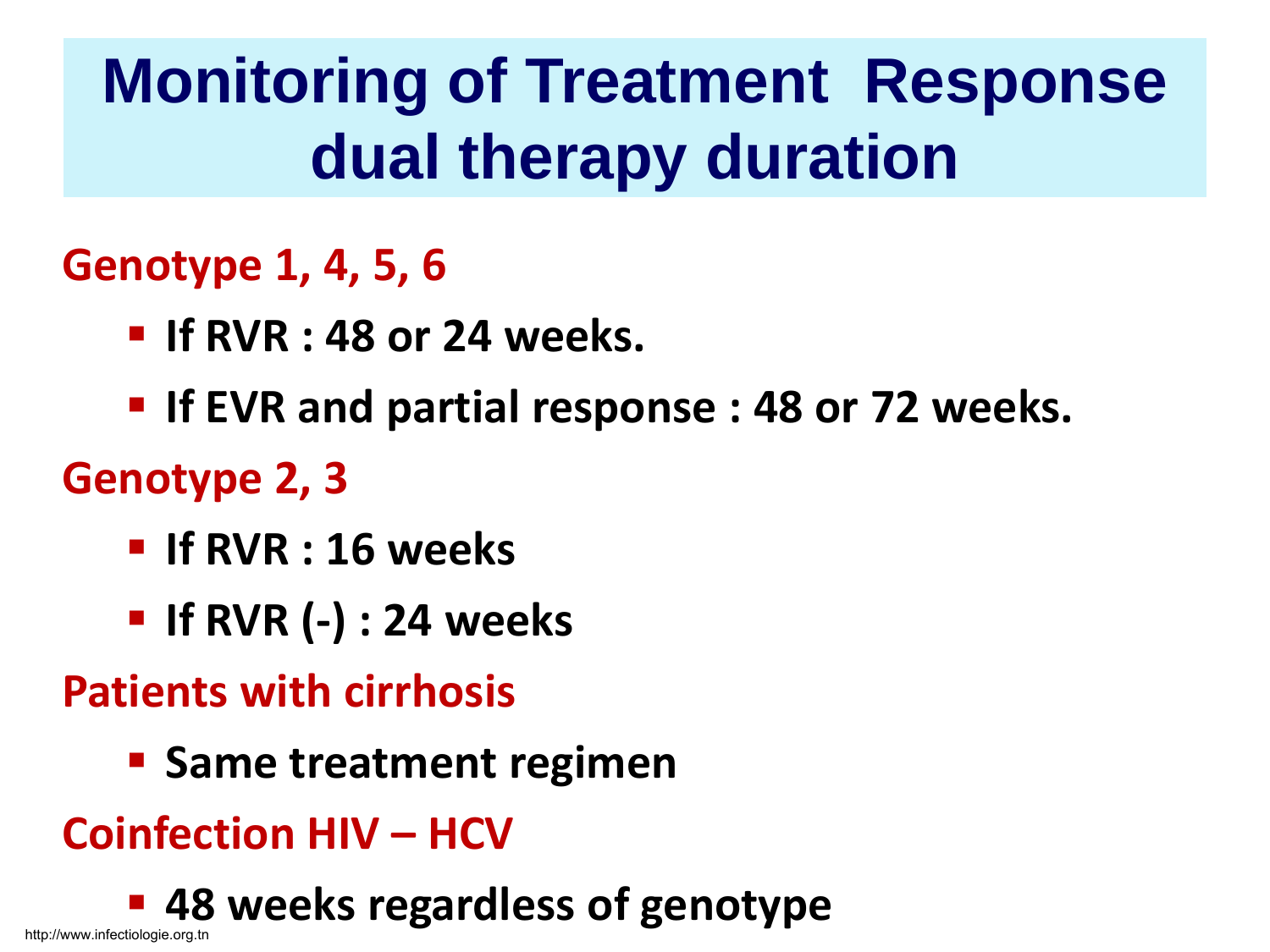# Monitoring of Treatment Response dual therapy duration

**Genotype 1, 4, 5, 6**

- **If RVR : 48 or 24 weeks.**
- **If EVR and partial response : 48 or 72 weeks.**

**Genotype 2, 3**

- **If RVR : 16 weeks**
- **If RVR (-) : 24 weeks**

**Patients with cirrhosis**

- **Same treatment regimen**

**Coinfection HIV – HCV**

- **48 weeks regardless of genotype**

http://www.infectiologie.org.tn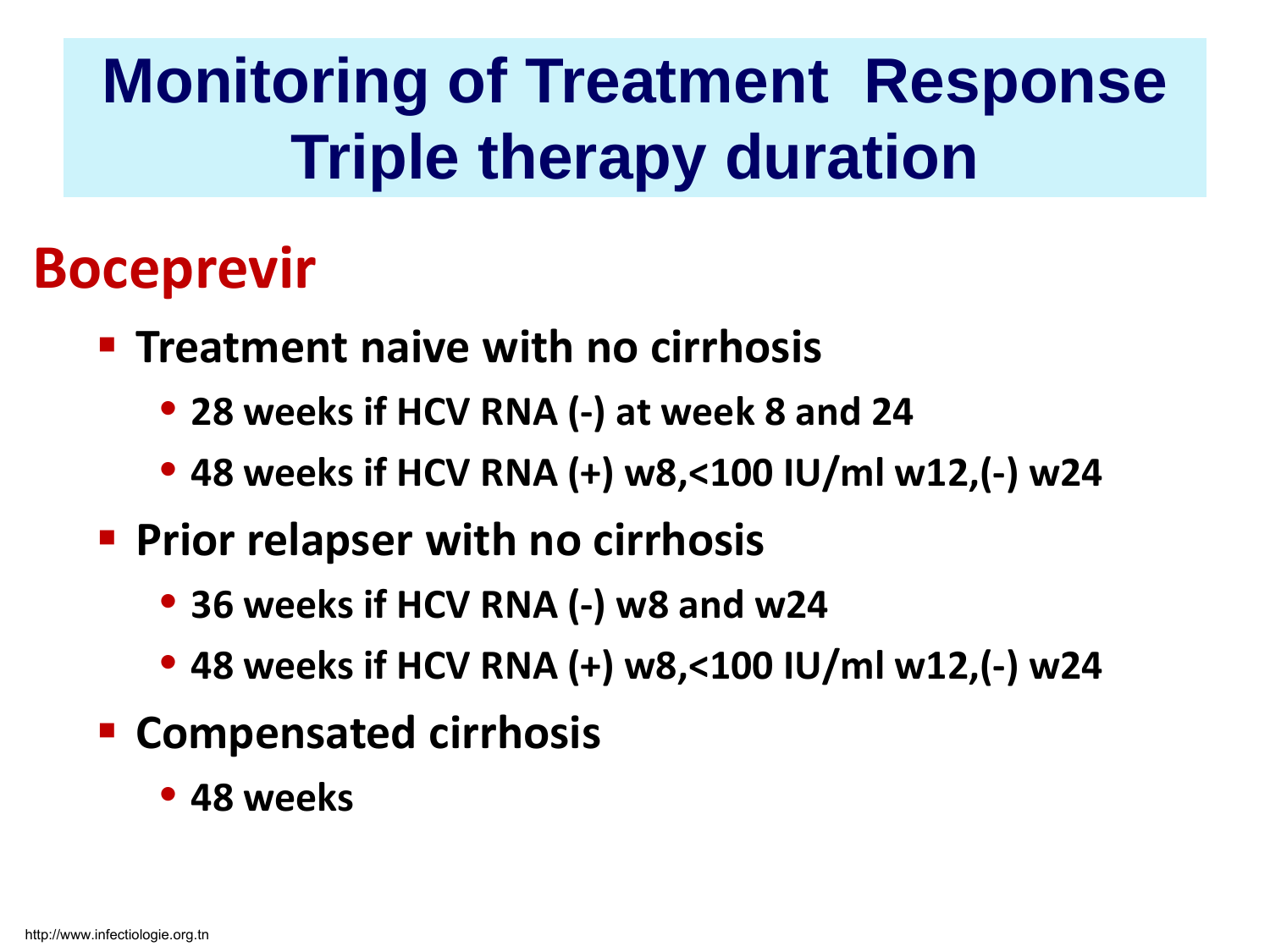# Monitoring of Treatment Response
# Triple therapy duration

## Boceprevir

- **Treatment naive with no cirrhosis**
  - **28 weeks if HCV RNA (-) at week 8 and 24**
  - **48 weeks if HCV RNA (+) w8,<100 IU/ml w12,(-) w24**
- **Prior relapser with no cirrhosis**
  - **36 weeks if HCV RNA (-) w8 and w24**
  - **48 weeks if HCV RNA (+) w8,<100 IU/ml w12,(-) w24**
- **Compensated cirrhosis**
  - **48 weeks**

http://www.infectiologie.org.tn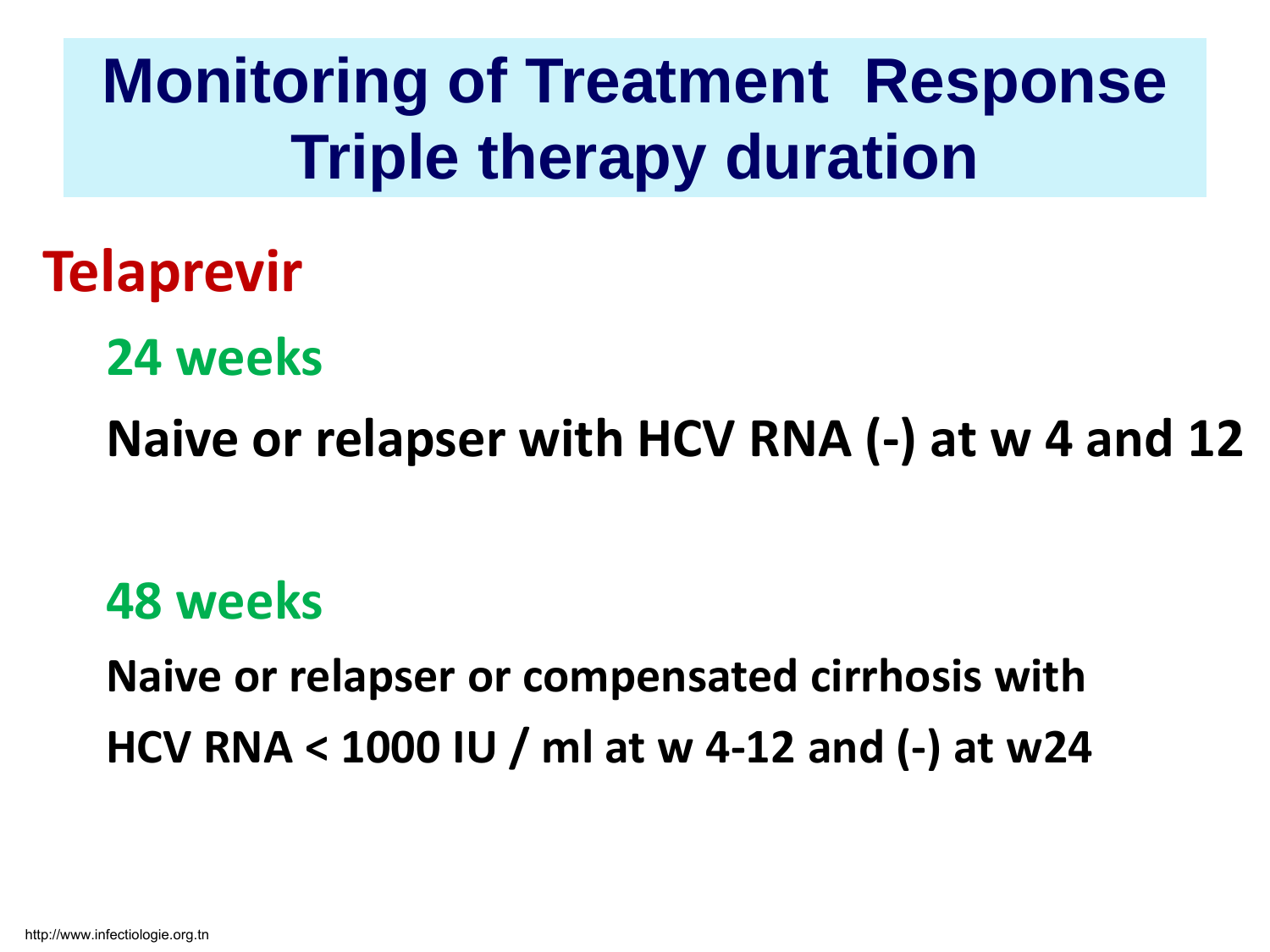# Monitoring of Treatment Response Triple therapy duration

## Telaprevir

### 24 weeks

**Naive or relapser with HCV RNA (-) at w 4 and 12**

### 48 weeks

**Naive or relapser or compensated cirrhosis with HCV RNA < 1000 IU / ml at w 4-12 and (-) at w24**

http://www.infectiologie.org.tn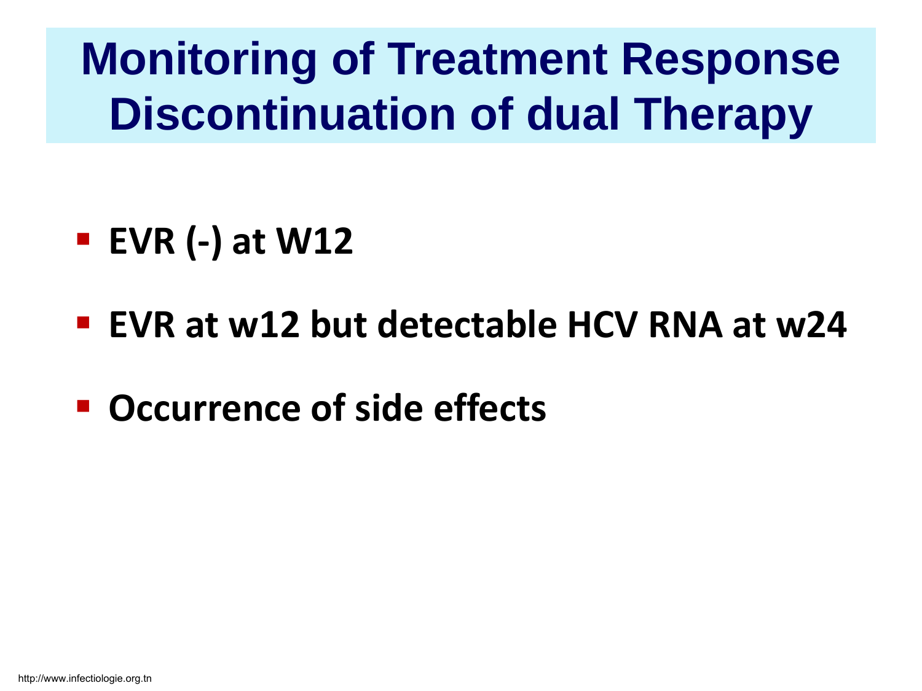# Monitoring of Treatment Response Discontinuation of dual Therapy

- **EVR (-) at W12**
- **EVR at w12 but detectable HCV RNA at w24**
- **Occurrence of side effects**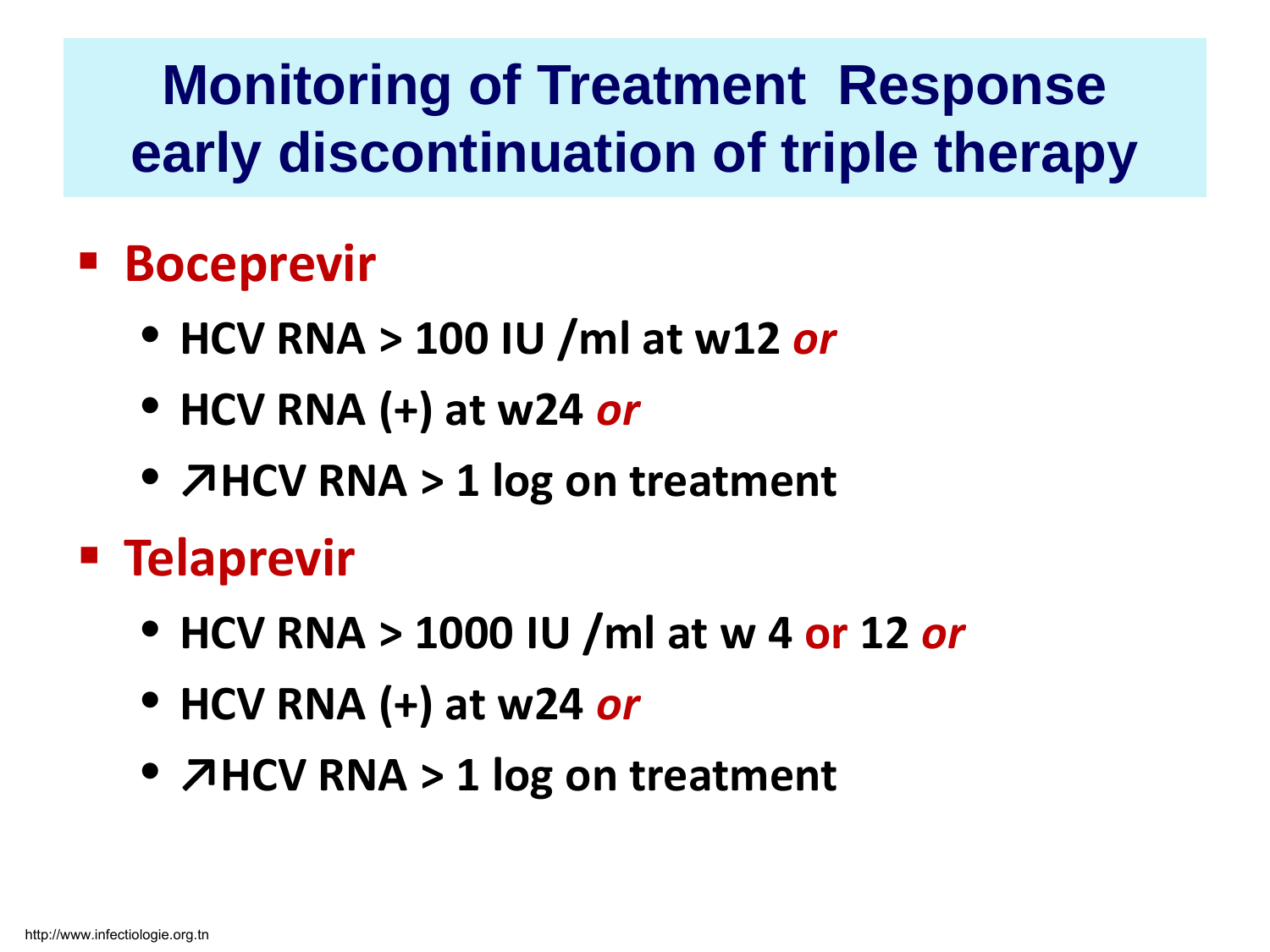# Monitoring of Treatment Response early discontinuation of triple therapy

- **Boceprevir**
  - **HCV RNA > 100 IU /ml at w12** ***or***
  - **HCV RNA (+) at w24** ***or***
  - **↗HCV RNA > 1 log on treatment**
- **Telaprevir**
  - **HCV RNA > 1000 IU /ml at w 4 or 12** ***or***
  - **HCV RNA (+) at w24** ***or***
  - **↗HCV RNA > 1 log on treatment**

http://www.infectiologie.org.tn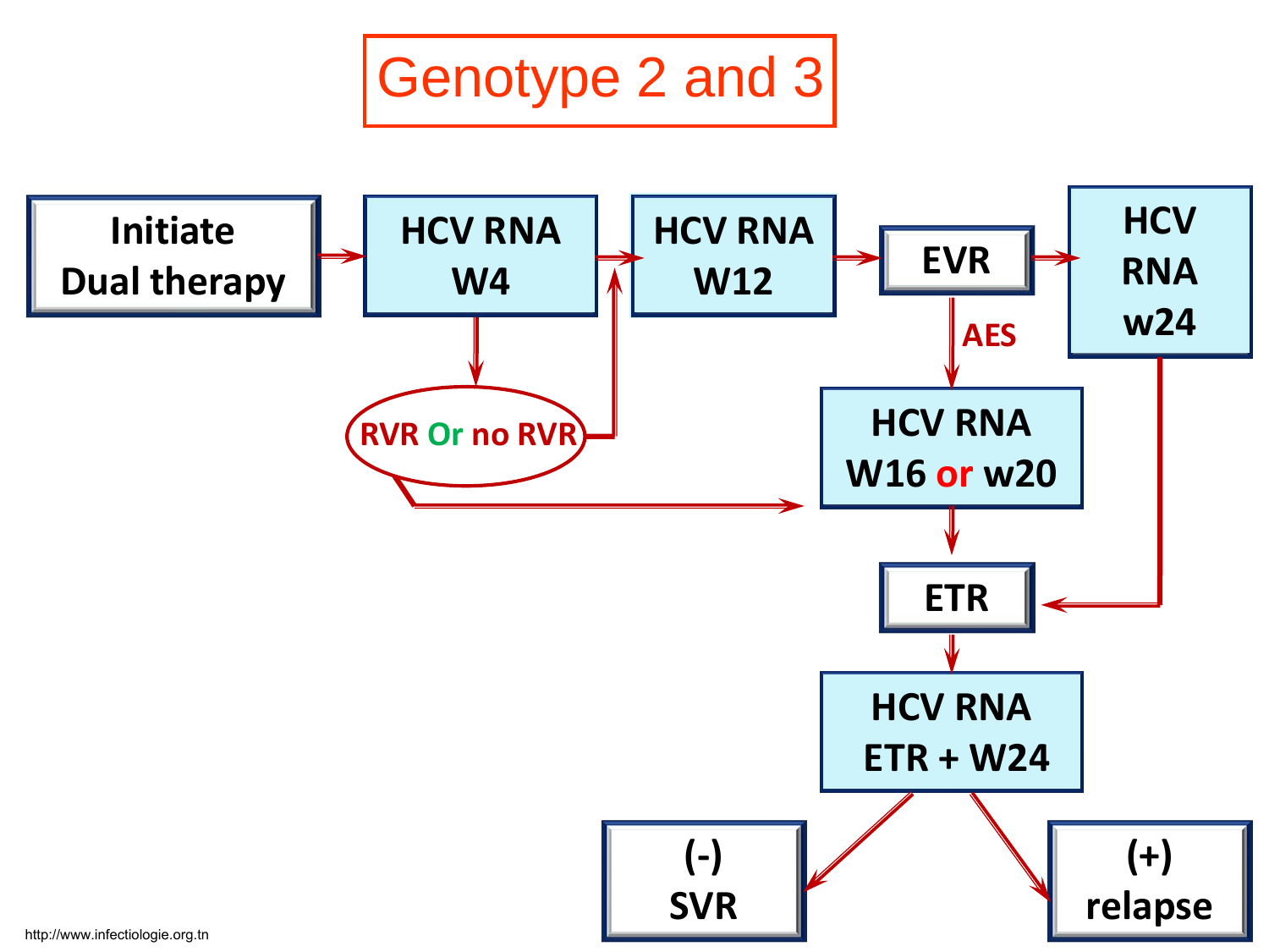# Genotype 2 and 3

Initiate Dual therapy

HCV RNA W4

RVR Or no RVR

HCV RNA W12

EVR

AES

HCV RNA w24

HCV RNA W16 or w20

ETR

HCV RNA ETR + W24

(-) SVR

(+) relapse

http://www.infectiologie.org.tn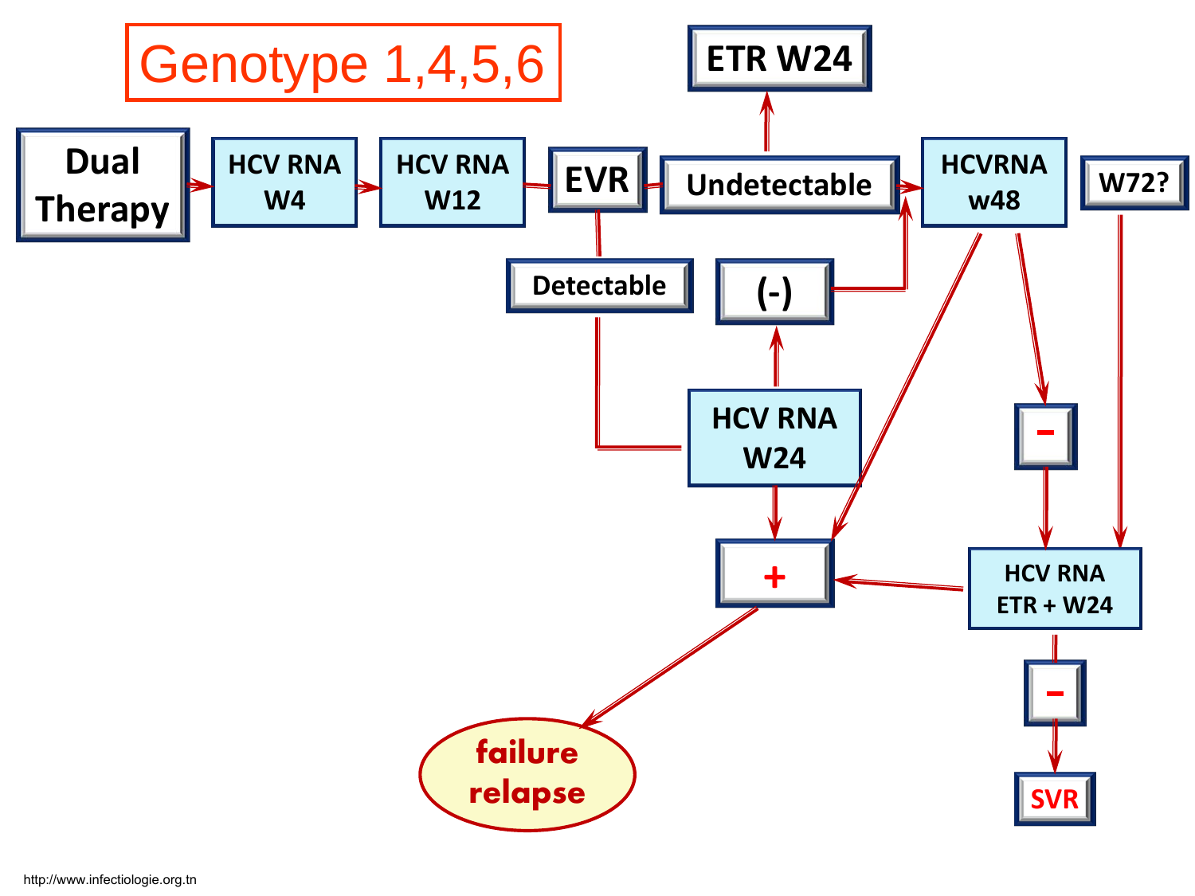# Genotype 1,4,5,6

- Dual Therapy → HCV RNA W4 → HCV RNA W12 → EVR
- EVR → Undetectable → ETR W24
- Undetectable → HCVRNA w48
- EVR → Detectable → HCV RNA W24
  - HCV RNA W24 → (-) → HCVRNA w48
  - HCV RNA W24 → + → failure relapse
- HCVRNA w48 → + → failure relapse
- HCVRNA w48 → – → HCV RNA ETR + W24
- W72? → HCV RNA ETR + W24
- HCV RNA ETR + W24 → + → failure relapse
- HCV RNA ETR + W24 → – → SVR

http://www.infectiologie.org.tn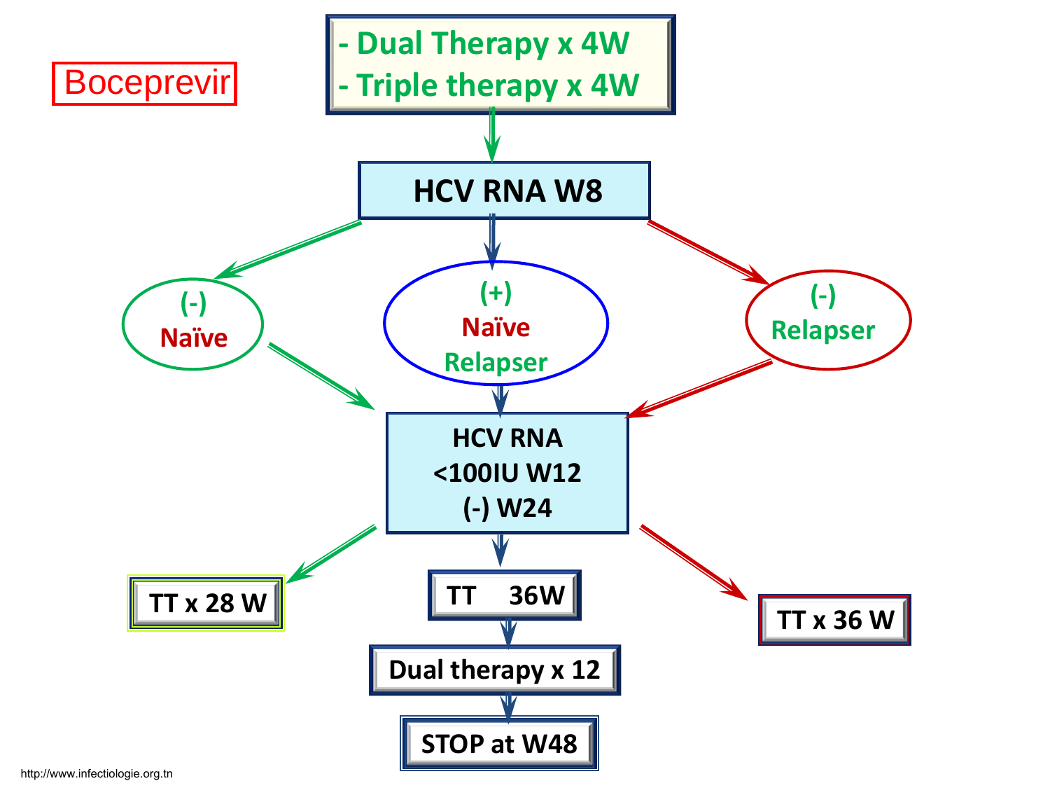# Boceprevir

- Dual Therapy x 4W
- Triple therapy x 4W

**HCV RNA W8**

- (-) Naïve
- (+) Naïve Relapser
- (-) Relapser

**HCV RNA <100IU W12 (-) W24**

- TT x 28 W
- TT 36W → Dual therapy x 12 → STOP at W48
- TT x 36 W

http://www.infectiologie.org.tn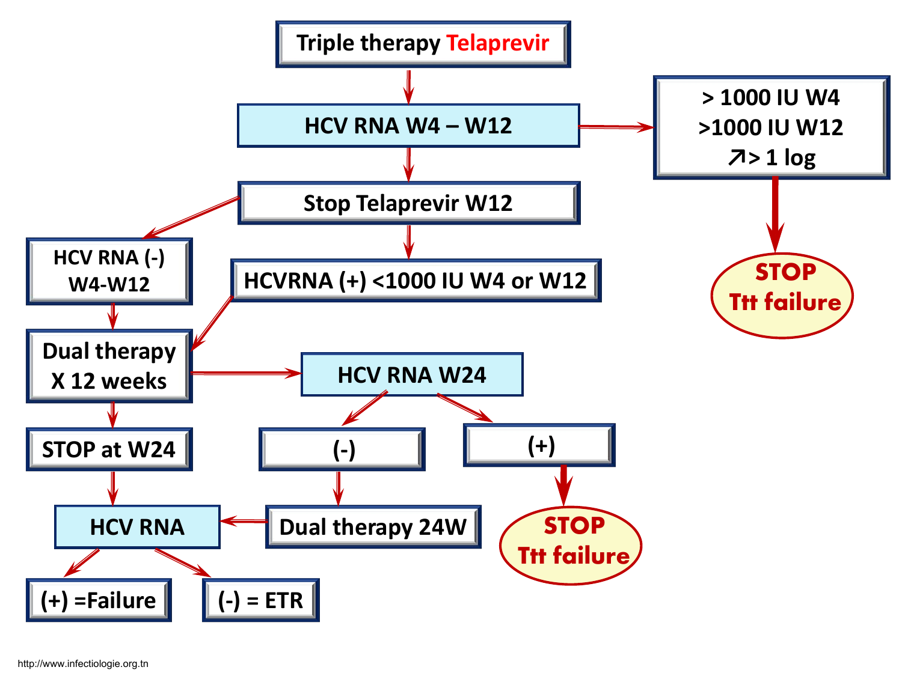# Triple therapy Telaprevir

- **HCV RNA W4 – W12**
  - > 1000 IU W4 / >1000 IU W12 / ↗> 1 log → **STOP Ttt failure**
  - **Stop Telaprevir W12**
    - **HCV RNA (-) W4-W12** → **Dual therapy X 12 weeks**
      - **STOP at W24** → **HCV RNA**
        - (+) =Failure
        - (-) = ETR
    - **HCVRNA (+) <1000 IU W4 or W12** → **Dual therapy X 12 weeks** → **HCV RNA W24**
      - (-) → Dual therapy 24W → **HCV RNA**
      - (+) → **STOP Ttt failure**

http://www.infectiologie.org.tn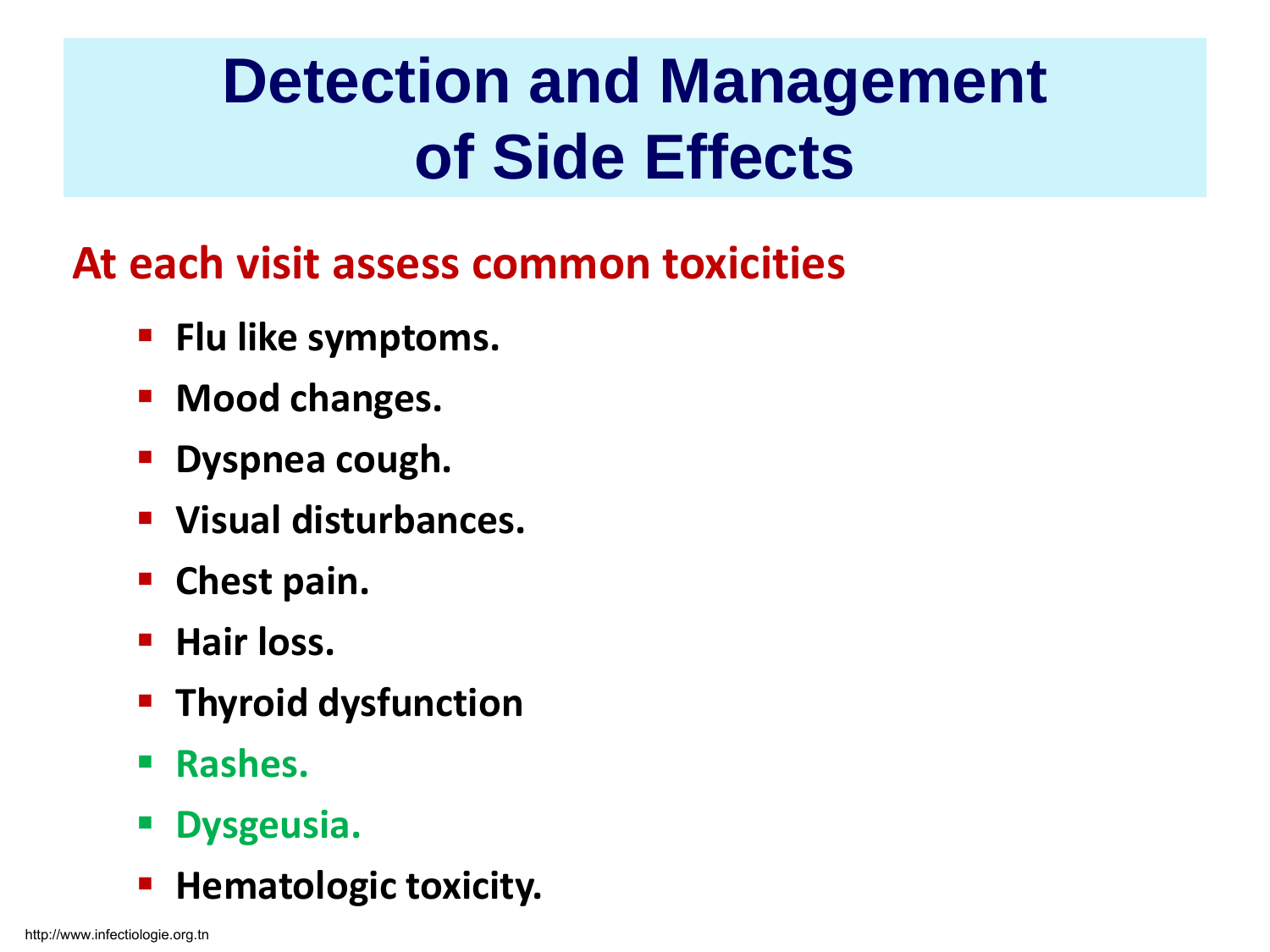# Detection and Management of Side Effects

## At each visit assess common toxicities

- Flu like symptoms.
- Mood changes.
- Dyspnea cough.
- Visual disturbances.
- Chest pain.
- Hair loss.
- Thyroid dysfunction
- Rashes.
- Dysgeusia.
- Hematologic toxicity.

http://www.infectiologie.org.tn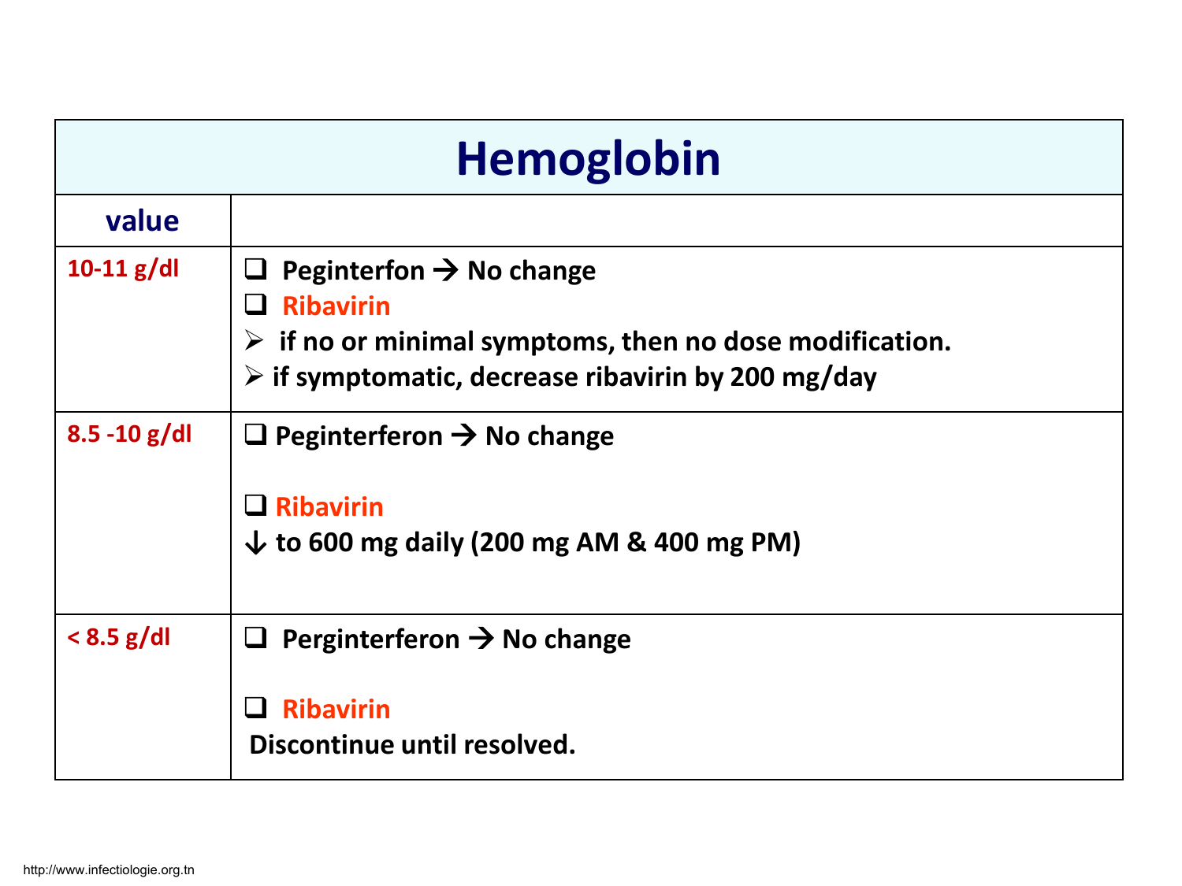| Hemoglobin | |
|---|---|
| value | |
| 10-11 g/dl | ❑ Peginterfon → No change<br>❑ Ribavirin<br>➢ if no or minimal symptoms, then no dose modification.<br>➢ if symptomatic, decrease ribavirin by 200 mg/day |
| 8.5 -10 g/dl | ❑ Peginterferon → No change<br><br>❑ Ribavirin<br>↓ to 600 mg daily (200 mg AM & 400 mg PM) |
| < 8.5 g/dl | ❑ Perginterferon → No change<br><br>❑ Ribavirin<br>Discontinue until resolved. |

http://www.infectiologie.org.tn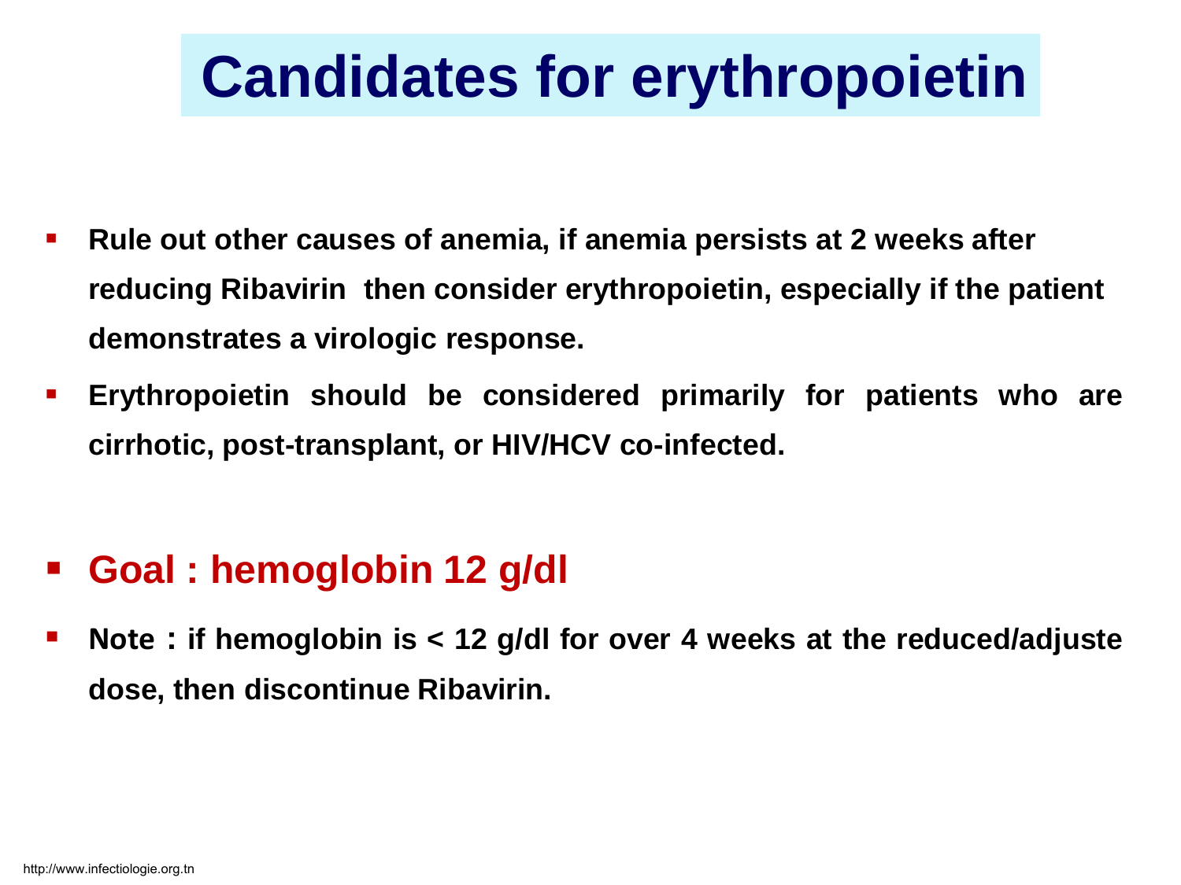# Candidates for erythropoietin

- **Rule out other causes of anemia, if anemia persists at 2 weeks after reducing Ribavirin then consider erythropoietin, especially if the patient demonstrates a virologic response.**
- **Erythropoietin should be considered primarily for patients who are cirrhotic, post-transplant, or HIV/HCV co-infected.**

- **Goal : hemoglobin 12 g/dl**
- **Note : if hemoglobin is < 12 g/dl for over 4 weeks at the reduced/adjuste dose, then discontinue Ribavirin.**

http://www.infectiologie.org.tn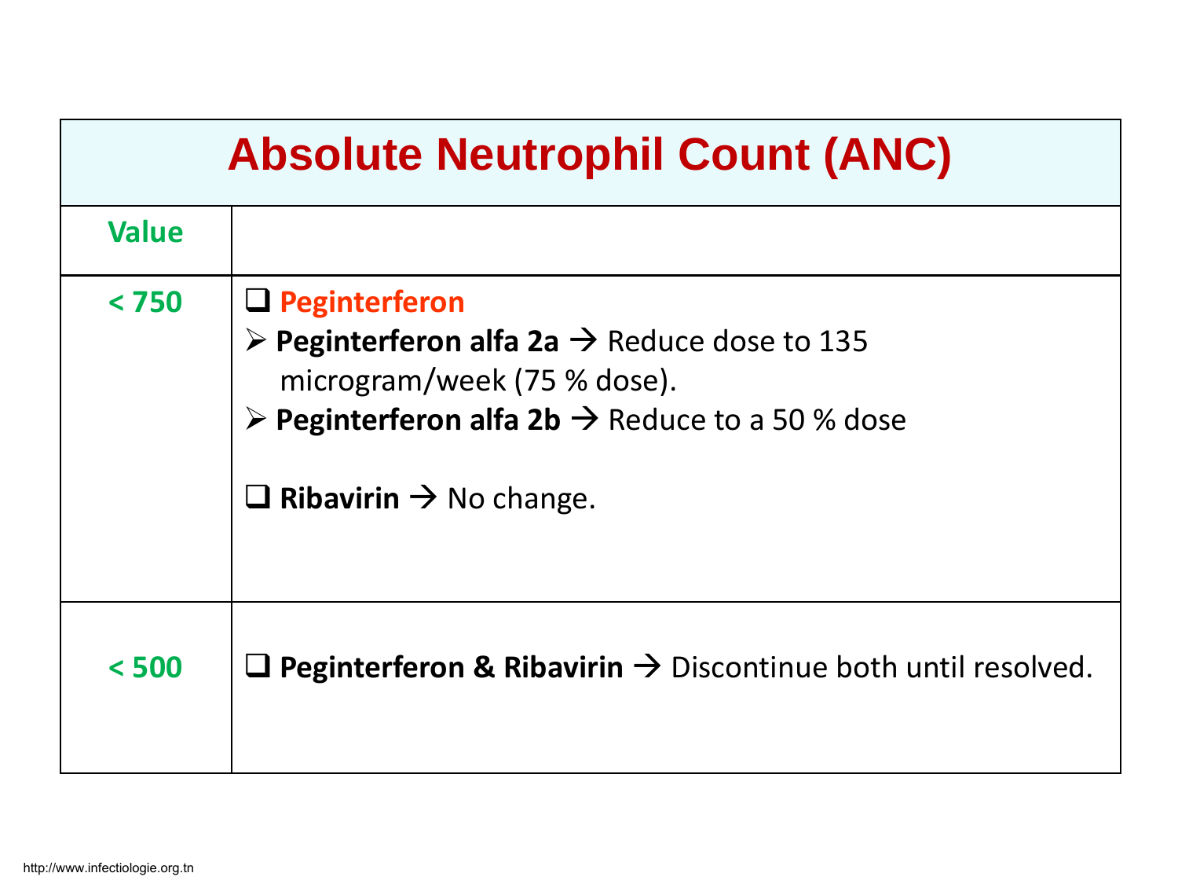| Absolute Neutrophil Count (ANC) | |
|---|---|
| **Value** | |
| **< 750** | ❑ **Peginterferon**<br>➢ **Peginterferon alfa 2a** → Reduce dose to 135 microgram/week (75 % dose).<br>➢ **Peginterferon alfa 2b** → Reduce to a 50 % dose<br><br>❑ **Ribavirin** → No change. |
| **< 500** | ❑ **Peginterferon & Ribavirin** → Discontinue both until resolved. |

http://www.infectiologie.org.tn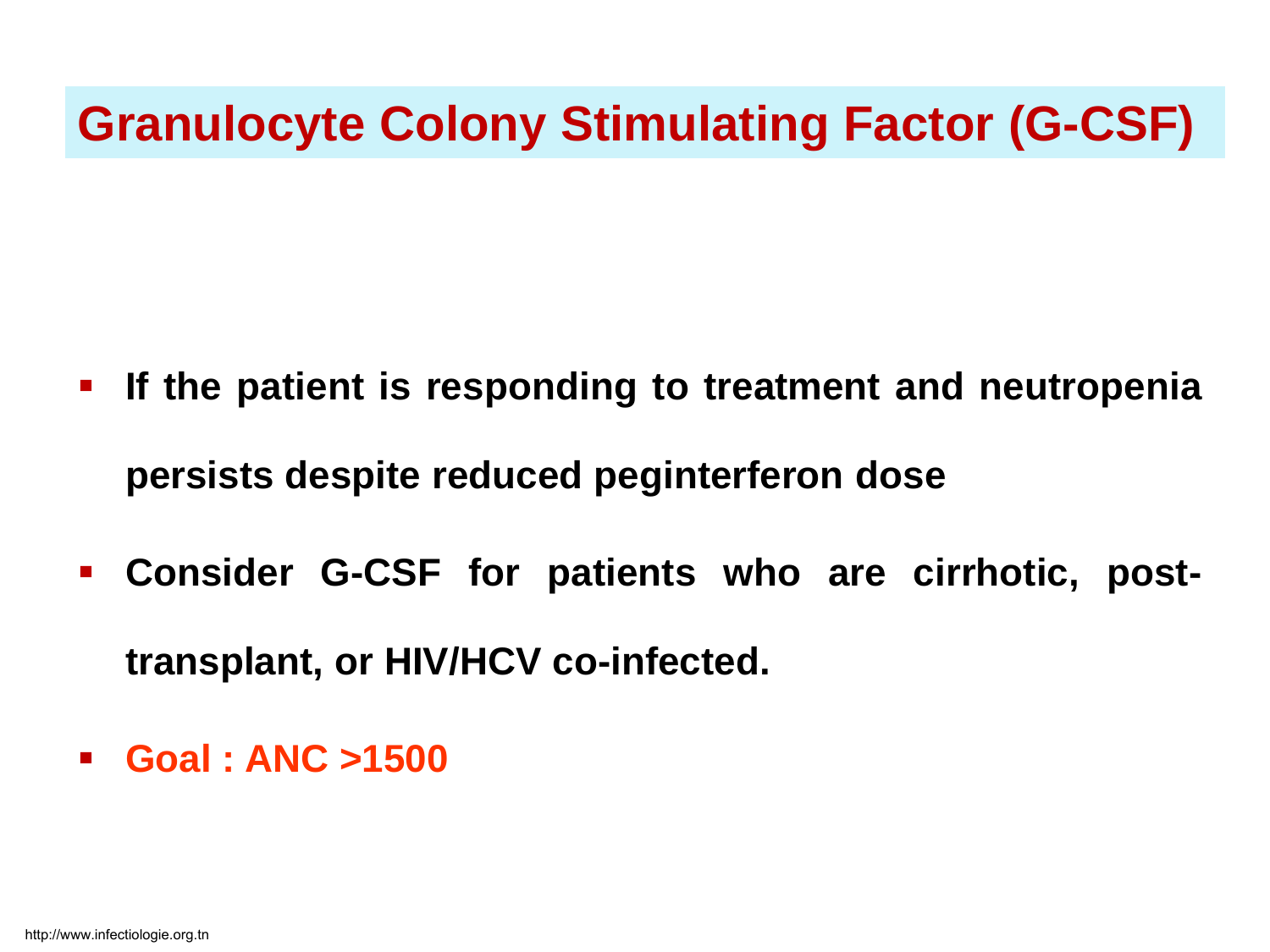# Granulocyte Colony Stimulating Factor (G-CSF)

- **If the patient is responding to treatment and neutropenia persists despite reduced peginterferon dose**
- **Consider G-CSF for patients who are cirrhotic, post-transplant, or HIV/HCV co-infected.**
- **Goal : ANC >1500**

http://www.infectiologie.org.tn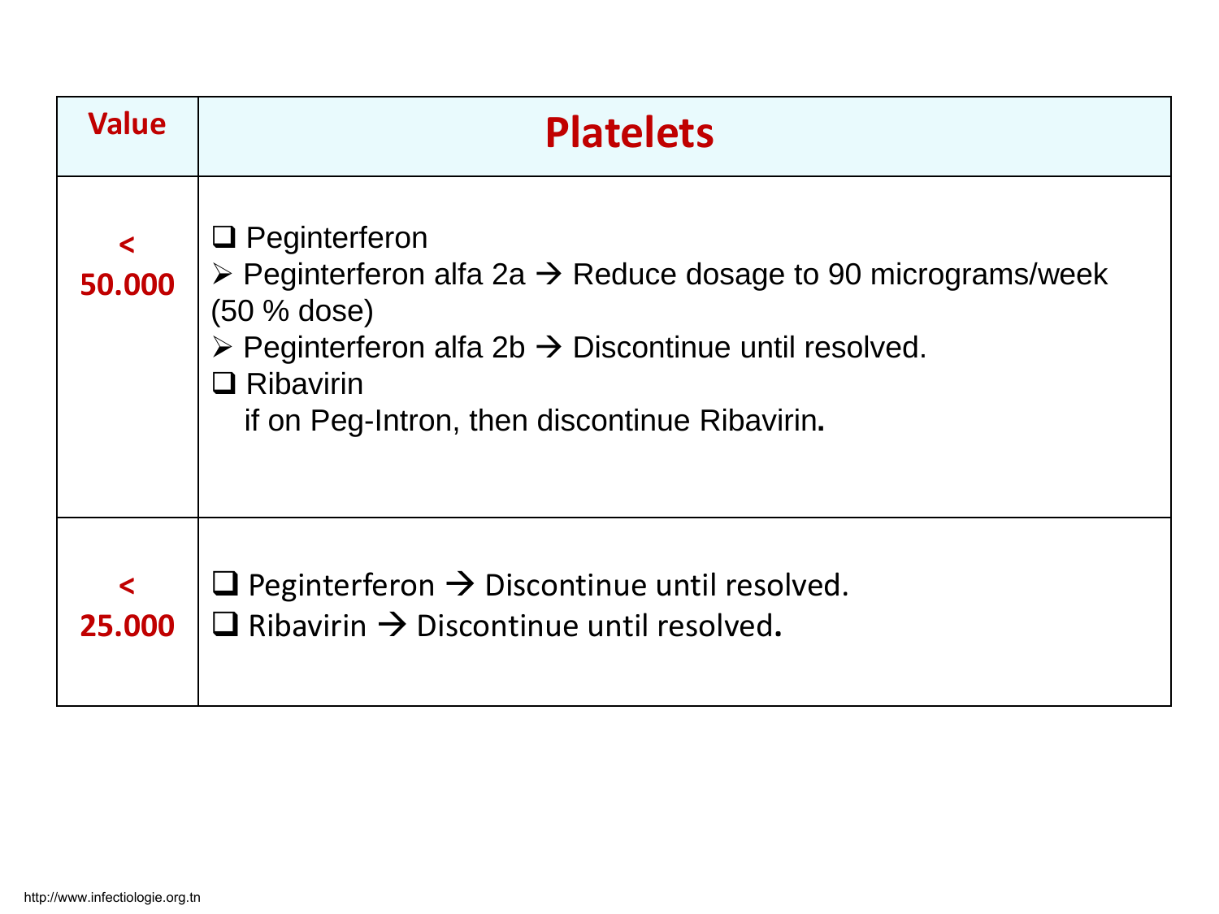| Value | Platelets |
| --- | --- |
| < 50.000 | ❑ Peginterferon<br>➢ Peginterferon alfa 2a → Reduce dosage to 90 micrograms/week (50 % dose)<br>➢ Peginterferon alfa 2b → Discontinue until resolved.<br>❑ Ribavirin<br>if on Peg-Intron, then discontinue Ribavirin**.** |
| < 25.000 | ❑ Peginterferon → Discontinue until resolved.<br>❑ Ribavirin → Discontinue until resolved**.** |

http://www.infectiologie.org.tn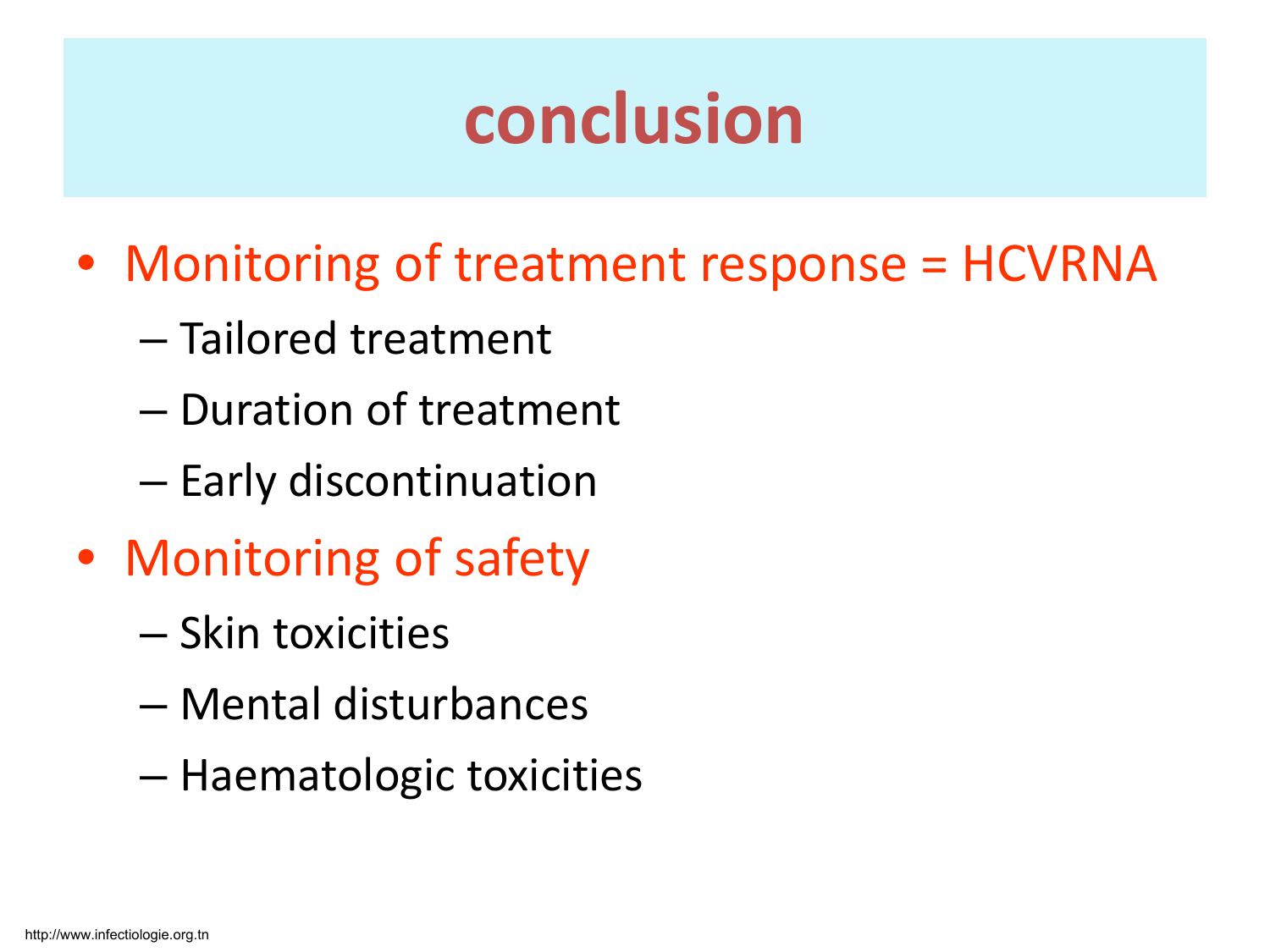# conclusion

- Monitoring of treatment response = HCVRNA
  - Tailored treatment
  - Duration of treatment
  - Early discontinuation
- Monitoring of safety
  - Skin toxicities
  - Mental disturbances
  - Haematologic toxicities

http://www.infectiologie.org.tn